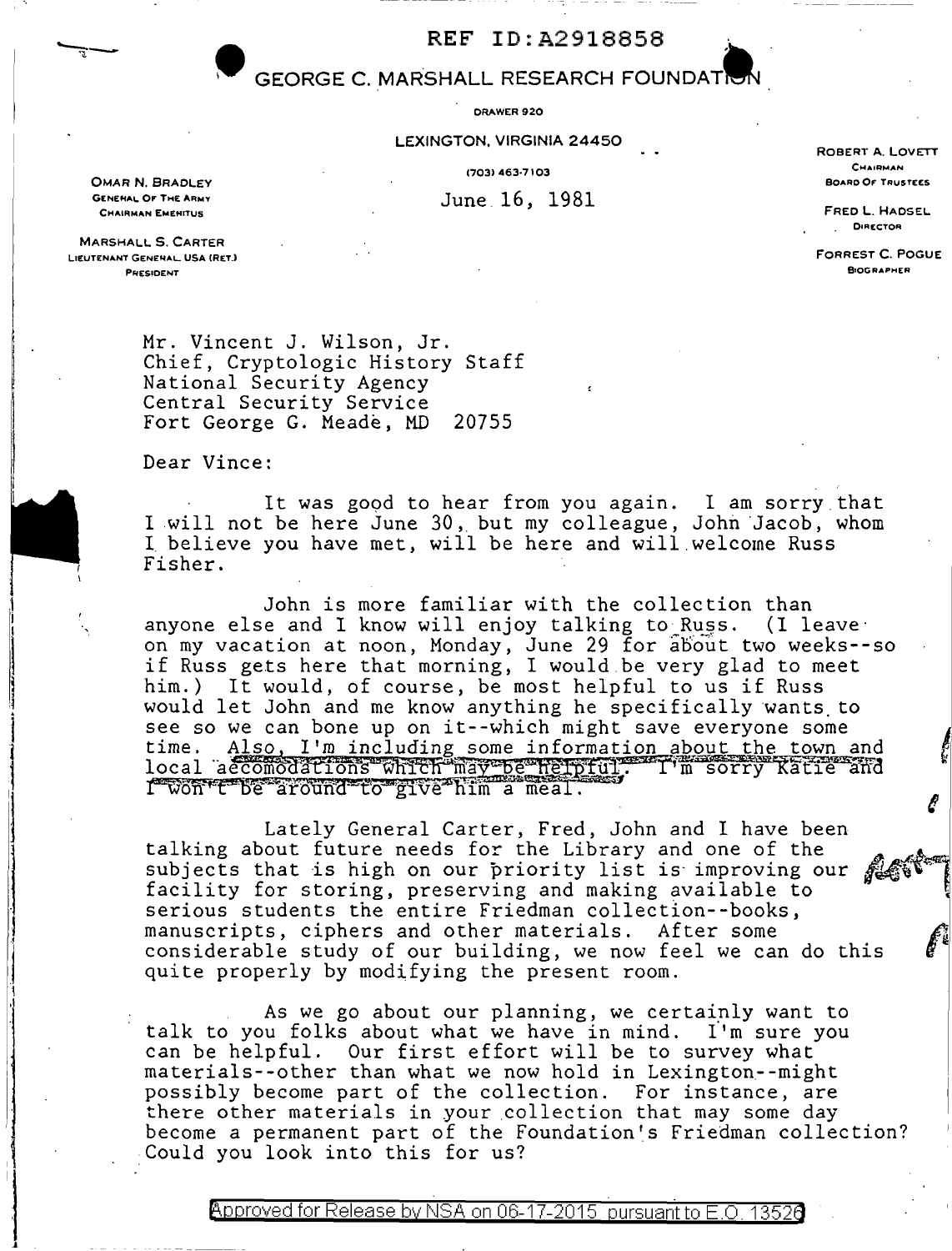REF ID:A2918858

# GEORGE C. MARSHALL RESEARCH FOUNDATION

DRAWER 920

LEXINGTON, VIRGINIA 24450

(703) 463-7103

OMAR N. BRADLEY
GENERAL OF THE ARMY
CHAIRMAN EMERITUS

MARSHALL S. CARTER
LIEUTENANT GENERAL, USA (RET.)
PRESIDENT

ROBERT A. LOVETT
CHAIRMAN
BOARD OF TRUSTEES

FRED L. HADSEL
DIRECTOR

FORREST C. POGUE
BIOGRAPHER

June 16, 1981

Mr. Vincent J. Wilson, Jr.
Chief, Cryptologic History Staff
National Security Agency
Central Security Service
Fort George G. Meade, MD 20755

Dear Vince:

It was good to hear from you again. I am sorry that I will not be here June 30, but my colleague, John Jacob, whom I believe you have met, will be here and will welcome Russ Fisher.

John is more familiar with the collection than anyone else and I know will enjoy talking to Russ. (I leave on my vacation at noon, Monday, June 29 for about two weeks--so if Russ gets here that morning, I would be very glad to meet him.) It would, of course, be most helpful to us if Russ would let John and me know anything he specifically wants to see so we can bone up on it--which might save everyone some time. Also, I'm including some information about the town and local accomodations which may be helpful. I'm sorry Katie and I won't be around to give him a meal.

Lately General Carter, Fred, John and I have been talking about future needs for the Library and one of the subjects that is high on our priority list is improving our facility for storing, preserving and making available to serious students the entire Friedman collection--books, manuscripts, ciphers and other materials. After some considerable study of our building, we now feel we can do this quite properly by modifying the present room.

As we go about our planning, we certainly want to talk to you folks about what we have in mind. I'm sure you can be helpful. Our first effort will be to survey what materials--other than what we now hold in Lexington--might possibly become part of the collection. For instance, are there other materials in your collection that may some day become a permanent part of the Foundation's Friedman collection? Could you look into this for us?

Approved for Release by NSA on 06-17-2015 pursuant to E.O. 13526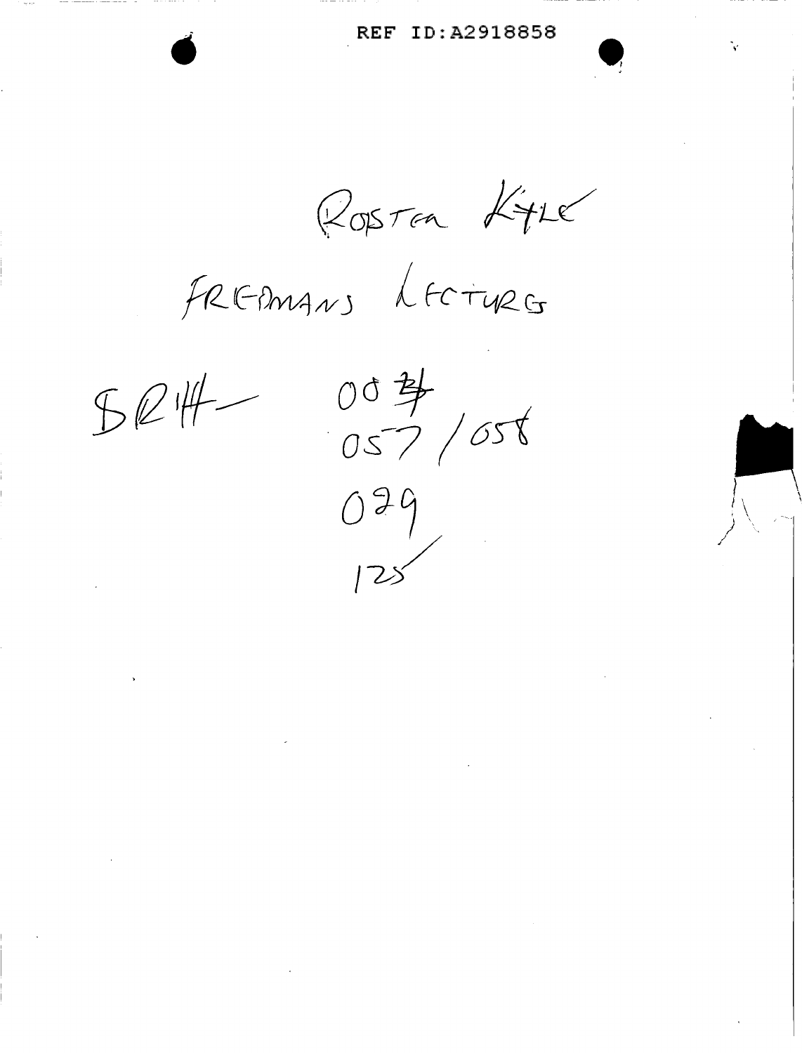REF ID:A2918858

ROSTER KYLE

FREEMANS LECTURES

SRH— 003
057 / 058
029
125